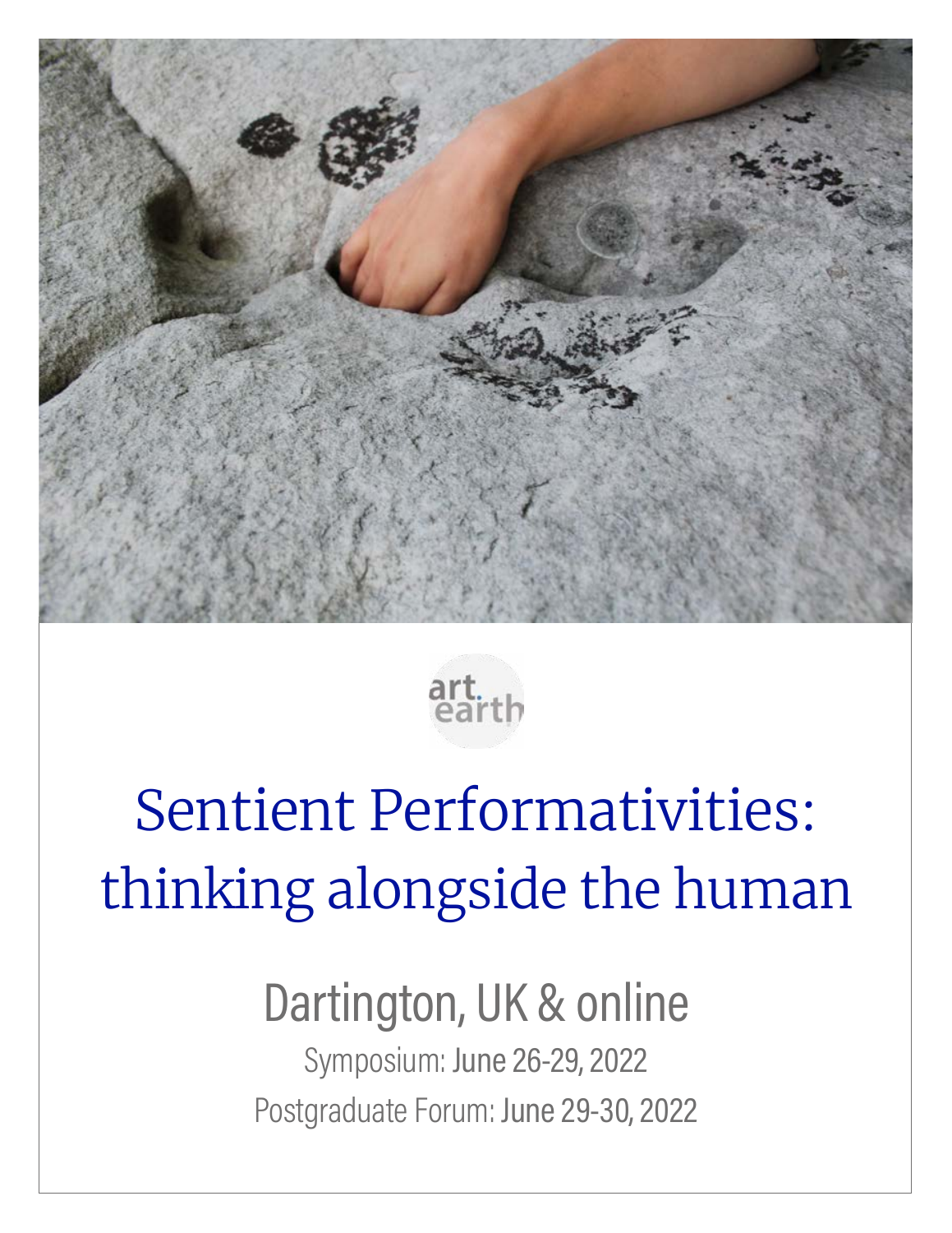art.earth

# Sentient Performativities: thinking alongside the human

## Dartington, UK & online

Symposium: **June 26-29, 2022**

Postgraduate Forum: **June 29-30, 2022**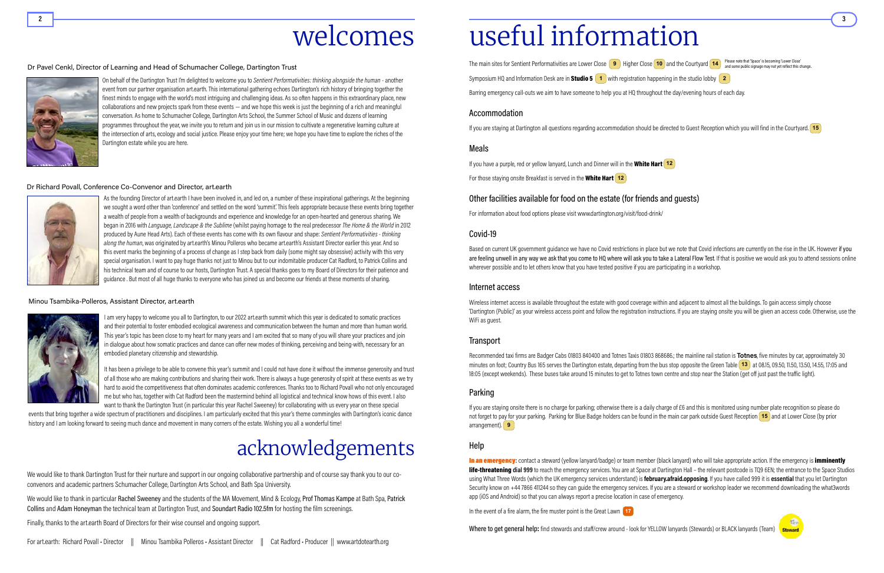# welcomes

Dr Pavel Cenkl, Director of Learning and Head of Schumacher College, Dartington Trust

On behalf of the Dartington Trust I'm delighted to welcome you to *Sentient Performativities: thinking alongside the human* - another event from our partner organisation art.earth. This international gathering echoes Dartington's rich history of bringing together the finest minds to engage with the world's most intriguing and challenging ideas. As so often happens in this extraordinary place, new collaborations and new projects spark from these events — and we hope this week is just the beginning of a rich and meaningful conversation. As home to Schumacher College, Dartington Arts School, the Summer School of Music and dozens of learning programmes throughout the year, we invite you to return and join us in our mission to cultivate a regenerative learning culture at the intersection of arts, ecology and social justice. Please enjoy your time here; we hope you have time to explore the riches of the Dartington estate while you are here.

Dr Richard Povall, Conference Co-Convenor and Director, art.earth

As the founding Director of art.earth I have been involved in, and led on, a number of these inspirational gatherings. At the beginning we sought a word other than 'conference' and settled on the word 'summit.' This feels appropriate because these events bring together a wealth of people from a wealth of backgrounds and experience and knowledge for an open-hearted and generous sharing. We began in 2016 with *Language, Landscape & the Sublime* (whilst paying homage to the real predecessor *The Home & the World* in 2012 produced by Aune Head Arts). Each of these events has come with its own flavour and shape: *Sentient Performativities - thinking along the human*, was originated by art.earth's Minou Polleros who became art.earth's Assistant Director earlier this year. And so this event marks the beginning of a process of change as I step back from daily (some might say obsessive) activity with this very special organisation. I want to pay huge thanks not just to Minou but to our indomitable producer Cat Radford, to Patrick Collins and his technical team and of course to our hosts, Dartington Trust. A special thanks goes to my Board of Directors for their patience and guidance . But most of all huge thanks to everyone who has joined us and become our friends at these moments of sharing.

Minou Tsambika-Polleros, Assistant Director, art.earth

I am very happy to welcome you all to Dartington, to our 2022 art.earth summit which this year is dedicated to somatic practices and their potential to foster embodied ecological awareness and communication between the human and more than human world. This year's topic has been close to my heart for many years and I am excited that so many of you will share your practices and join in dialogue about how somatic practices and dance can offer new modes of thinking, perceiving and being-with, necessary for an embodied planetary citizenship and stewardship.

It has been a privilege to be able to convene this year's summit and I could not have done it without the immense generosity and trust of all those who are making contributions and sharing their work. There is always a huge generosity of spirit at these events as we try hard to avoid the competitiveness that often dominates academic conferences. Thanks too to Richard Povall who not only encouraged me but who has, together with Cat Radford been the mastermind behind all logistical and technical know hows of this event. I also want to thank the Dartington Trust (in particular this year Rachel Sweeney) for collaborating with us every year on these special events that bring together a wide spectrum of practitioners and disciplines. I am particularly excited that this year's theme commingles with Dartington's iconic dance history and I am looking forward to seeing much dance and movement in many corners of the estate. Wishing you all a wonderful time!

# acknowledgements

We would like to thank Dartington Trust for their nurture and support in our ongoing collaborative partnership and of course say thank you to our co-convenors and academic partners Schumacher College, Dartington Arts School, and Bath Spa University.

We would like to thank in particular Rachel Sweeney and the students of the MA Movement, Mind & Ecology, Prof Thomas Kampe at Bath Spa, Patrick Collins and Adam Honeyman the technical team at Dartington Trust, and Soundart Radio 102.5fm for hosting the film screenings.

Finally, thanks to the art.earth Board of Directors for their wise counsel and ongoing support.

For art.earth: Richard Povall • Director || Minou Tsambika Polleros • Assistant Director || Cat Radford • Producer || www.artdotearth.org

# useful information

The main sites for Sentient Performativities are Lower Close 9 Higher Close 10 and the Courtyard 14 Please note that 'Space' is becoming 'Lower Close' and some public signage may not yet reflect this change.

Symposium HQ and Information Desk are in **Studio 5** 1 with registration happening in the studio lobby 2

Barring emergency call-outs we aim to have someone to help you at HQ throughout the day/evening hours of each day.

## Accommodation

If you are staying at Dartington all questions regarding accommodation should be directed to Guest Reception which you will find in the Courtyard. 15

## Meals

If you have a purple, red or yellow lanyard, Lunch and Dinner will in the **White Hart** 12

For those staying onsite Breakfast is served in the **White Hart** 12

## Other facilities available for food on the estate (for friends and guests)

For information about food options please visit www.dartington.org/visit/food-drink/

## Covid-19

Based on current UK government guidance we have no Covid restrictions in place but we note that Covid infections are currently on the rise in the UK. However if you are feeling unwell in any way we ask that you come to HQ where will ask you to take a Lateral Flow Test. If that is positive we would ask you to attend sessions online wherever possible and to let others know that you have tested positive if you are participating in a workshop.

## Internet access

Wireless internet access is available throughout the estate with good coverage within and adjacent to almost all the buildings. To gain access simply choose 'Dartington (Public)' as your wireless access point and follow the registration instructions. If you are staying onsite you will be given an access code. Otherwise, use the WiFi as guest.

## Transport

Recommended taxi firms are Badger Cabs 01803 840400 and Totnes Taxis 01803 868686.; the mainline rail station is **Totnes**, five minutes by car, approximately 30 minutes on foot; Country Bus 165 serves the Dartington estate, departing from the bus stop opposite the Green Table 13 at 08.15, 09.50, 11.50, 13.50, 14.55, 17:05 and 18:05 (except weekends). These buses take around 15 minutes to get to Totnes town centre and stop near the Station (get off just past the traffic light).

## Parking

If you are staying onsite there is no charge for parking; otherwise there is a daily charge of £6 and this is monitored using number plate recognition so please do not forget to pay for your parking. Parking for Blue Badge holders can be found in the main car park outside Guest Reception 15 and at Lower Close (by prior arrangement). 9

## Help

**In an emergency:** contact a steward (yellow lanyard/badge) or team member (black lanyard) who will take appropriate action. If the emergency is **imminently life-threatening** dial 999 to reach the emergency services. You are at Space at Dartington Hall – the relevant postcode is TQ9 6EN; the entrance to the Space Studios using What Three Words (which the UK emergency services understand) is **february.afraid.opposing**. If you have called 999 it is **essential** that you let Dartington Security know on +44 7866 411244 so they can guide the emergency services. If you are a steward or workshop leader we recommend downloading the what3words app (iOS and Android) so that you can always report a precise location in case of emergency.

In the event of a fire alarm, the fire muster point is the Great Lawn 17

**Where to get general help:** find stewards and staff/crew around - look for YELLOW lanyards (Stewards) or BLACK lanyards (Team)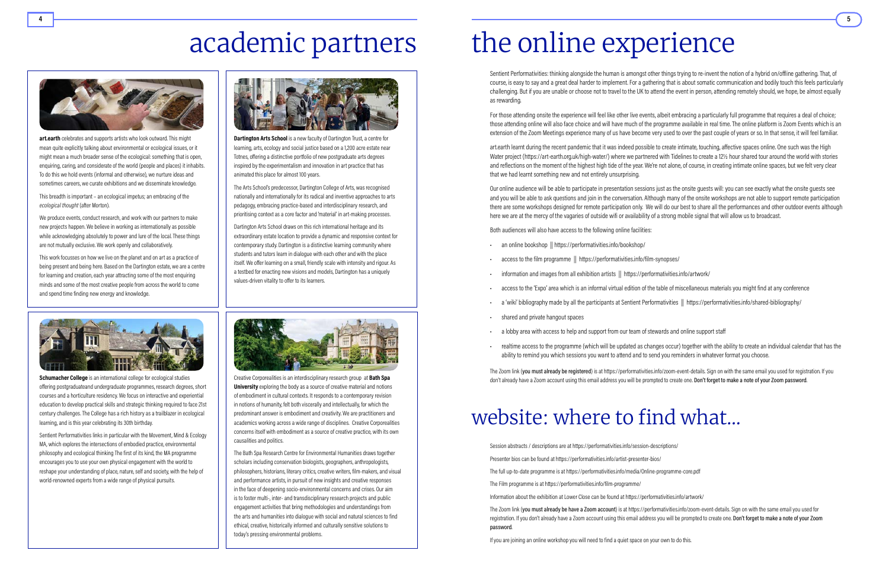# academic partners

**art.earth** celebrates and supports artists who look outward. This might mean quite explicitly talking about environmental or ecological issues, or it might mean a much broader sense of the ecological: something that is open, enquiring, caring, and considerate of the world (people and places) it inhabits. To do this we hold events (informal and otherwise), we nurture ideas and sometimes careers, we curate exhibitions and we disseminate knowledge.

This breadth is important – an ecological impetus; an embracing of the *ecological thought* (after Morton).

We produce events, conduct research, and work with our partners to make new projects happen. We believe in working as internationally as possible while acknowledging absolutely to power and lure of the local. These things are not mutually exclusive. We work openly and collaboratively.

This work focusses on how we live on the planet and on art as a practice of being present and being here. Based on the Dartington estate, we are a centre for learning and creation, each year attracting some of the most enquiring minds and some of the most creative people from across the world to come and spend time finding new energy and knowledge.

**Dartington Arts School** is a new faculty of Dartington Trust, a centre for learning, arts, ecology and social justice based on a 1,200 acre estate near Totnes, offering a distinctive portfolio of new postgraduate arts degrees inspired by the experimentalism and innovation in art practice that has animated this place for almost 100 years.

The Arts School's predecessor, Dartington College of Arts, was recognised nationally and internationally for its radical and inventive approaches to arts pedagogy, embracing practice-based and interdisciplinary research, and prioritising context as a core factor and 'material' in art-making processes.

Dartington Arts School draws on this rich international heritage and its extraordinary estate location to provide a dynamic and responsive context for contemporary study. Dartington is a distinctive learning community where students and tutors learn in dialogue with each other and with the place itself. We offer learning on a small, friendly scale with intensity and rigour. As a testbed for enacting new visions and models, Dartington has a uniquely values-driven vitality to offer to its learners.

**Schumacher College** is an international college for ecological studies offering postgraduateand undergraduate programmes, research degrees, short courses and a horticulture residency. We focus on interactive and experiential education to develop practical skills and strategic thinking required to face 21st century challenges. The College has a rich history as a trailblazer in ecological learning, and is this year celebrating its 30th birthday.

Sentient Performativities links in particular with the Movement, Mind & Ecology MA, which explores the intersections of embodied practice, environmental philosophy and ecological thinking The first of its kind, the MA programme encourages you to use your own physical engagement with the world to reshape your understanding of place, nature, self and society, with the help of world-renowned experts from a wide range of physical pursuits.

Creative Corporealities is an interdisciplinary research group at **Bath Spa University** exploring the body as a source of creative material and notions of embodiment in cultural contexts. It responds to a contemporary revision in notions of humanity, felt both viscerally and intellectually, for which the predominant answer is embodiment and creativity. We are practitioners and academics working across a wide range of disciplines. Creative Corporealities concerns itself with embodiment as a source of creative practice, with its own causalities and politics.

The Bath Spa Research Centre for Environmental Humanities draws together scholars including conservation biologists, geographers, anthropologists, philosophers, historians, literary critics, creative writers, film-makers, and visual and performance artists, in pursuit of new insights and creative responses in the face of deepening socio-environmental concerns and crises. Our aim is to foster multi-, inter- and transdisciplinary research projects and public engagement activities that bring methodologies and understandings from the arts and humanities into dialogue with social and natural sciences to find ethical, creative, historically informed and culturally sensitive solutions to today's pressing environmental problems.

# the online experience

Sentient Performativities: thinking alongside the human is amongst other things trying to re-invent the notion of a hybrid on/offline gathering. That, of course, is easy to say and a great deal harder to implement. For a gathering that is about somatic communication and bodily touch this feels particularly challenging. But if you are unable or choose not to travel to the UK to attend the event in person, attending remotely should, we hope, be almost equally as rewarding.

For those attending onsite the experience will feel like other live events, albeit embracing a particularly full programme that requires a deal of choice; those attending online will also face choice and will have much of the programme available in real time. The online platform is Zoom Events which is an extension of the Zoom Meetings experience many of us have become very used to over the past couple of years or so. In that sense, it will feel familiar.

art.earth learnt during the recent pandemic that it was indeed possible to create intimate, touching, affective spaces online. One such was the High Water project (https://art-earth.org.uk/high-water/) where we partnered with Tidelines to create a 12½ hour shared tour around the world with stories and reflections on the moment of the highest high tide of the year. We're not alone, of course, in creating intimate online spaces, but we felt very clear that we had learnt something new and not entirely unsurprising.

Our online audience will be able to participate in presentation sessions just as the onsite guests will: you can see exactly what the onsite guests see and you will be able to ask questions and join in the conversation. Although many of the onsite workshops are not able to support remote participation there are some workshops designed for remote participation only. We will do our best to share all the performances and other outdoor events although here we are at the mercy of the vagaries of outside wifi or availability of a strong mobile signal that will allow us to broadcast.

Both audiences will also have access to the following online facilities:

- an online bookshop || https://performativities.info/bookshop/
- access to the film programme || https://performativities.info/film-synopses/
- information and images from all exhibition artists || https://performativities.info/artwork/
- access to the 'Expo' area which is an informal virtual edition of the table of miscellaneous materials you might find at any conference
- a 'wiki' bibliography made by all the participants at Sentient Performativities || https://performativities.info/shared-bibliography/
- shared and private hangout spaces
- a lobby area with access to help and support from our team of stewards and online support staff
- realtime access to the programme (which will be updated as changes occur) together with the ability to create an individual calendar that has the ability to remind you which sessions you want to attend and to send you reminders in whatever format you choose.

The Zoom link (**you must already be registered**) is at https://performativities.info/zoom-event-details. Sign on with the same email you used for registration. If you don't already have a Zoom account using this email address you will be prompted to create one. **Don't forget to make a note of your Zoom password.**

# website: where to find what...

Session abstracts / descriptions are at https://performativities.info/session-descriptions/

Presenter bios can be found at https://performativities.info/artist-presenter-bios/

The full up-to-date programme is at https://performativities.info/media/Online-programme-core.pdf

The Film programme is at https://performativities.info/film-programme/

Information about the exhibition at Lower Close can be found at https://performativities.info/artwork/

The Zoom link (**you must already be have a Zoom account**) is at https://performativities.info/zoom-event-details. Sign on with the same email you used for registration. If you don't already have a Zoom account using this email address you will be prompted to create one. **Don't forget to make a note of your Zoom password.**

If you are joining an online workshop you will need to find a quiet space on your own to do this.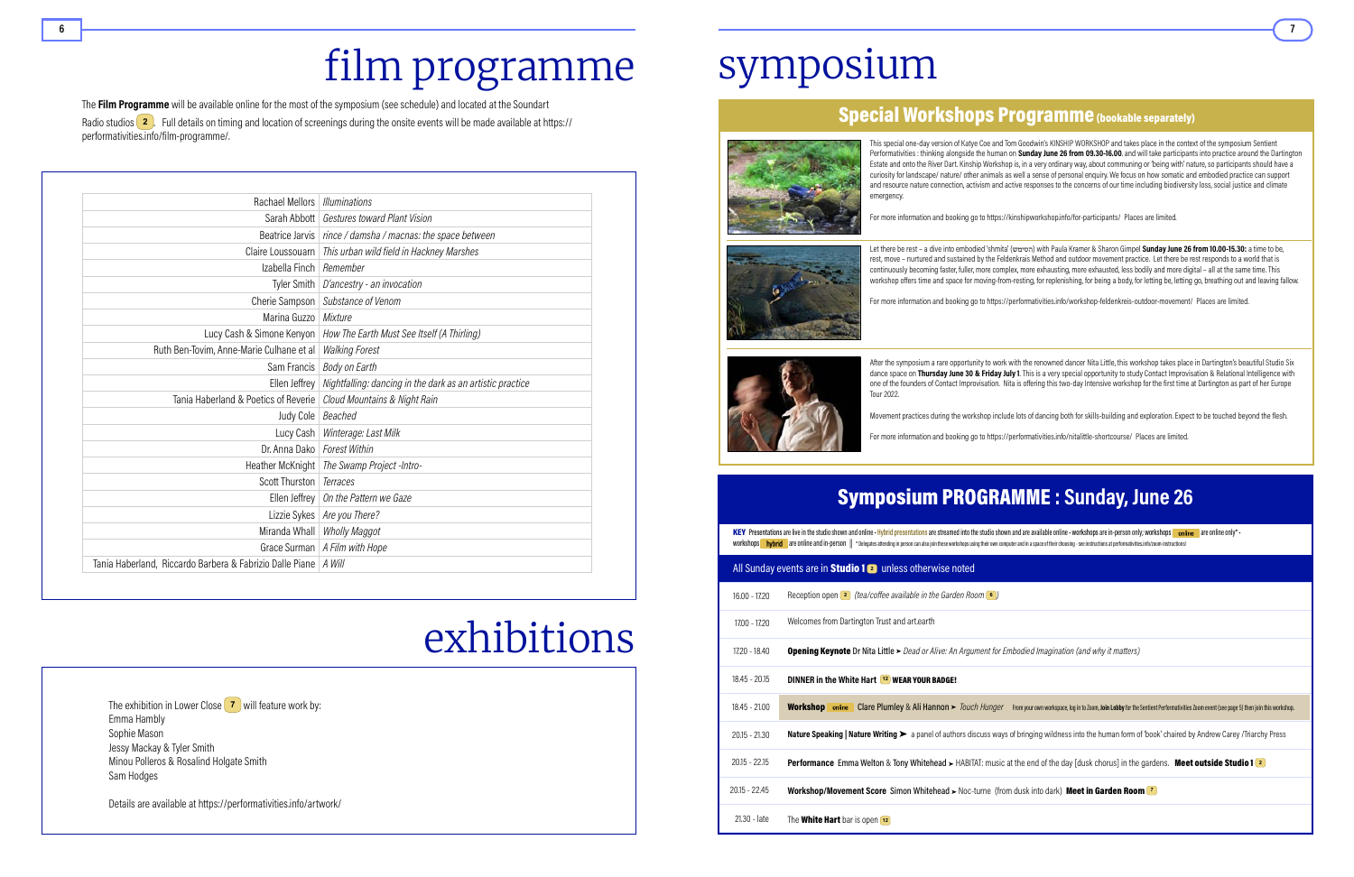# film programme

The **Film Programme** will be available online for the most of the symposium (see schedule) and located at the Soundart Radio studios 2. Full details on timing and location of screenings during the onsite events will be made available at https://performativities.info/film-programme/.

| Artist | Title |
|---|---|
| Rachael Mellors | *Illuminations* |
| Sarah Abbott | *Gestures toward Plant Vision* |
| Beatrice Jarvis | *rince / damsha / macnas: the space between* |
| Claire Loussouarn | *This urban wild field in Hackney Marshes* |
| Izabella Finch | *Remember* |
| Tyler Smith | *D'ancestry - an invocation* |
| Cherie Sampson | *Substance of Venom* |
| Marina Guzzo | *Mixture* |
| Lucy Cash & Simone Kenyon | *How The Earth Must See Itself (A Thirling)* |
| Ruth Ben-Tovim, Anne-Marie Culhane et al | *Walking Forest* |
| Sam Francis | *Body on Earth* |
| Ellen Jeffrey | *Nightfalling: dancing in the dark as an artistic practice* |
| Tania Haberland & Poetics of Reverie | *Cloud Mountains & Night Rain* |
| Judy Cole | *Beached* |
| Lucy Cash | *Winterage: Last Milk* |
| Dr. Anna Dako | *Forest Within* |
| Heather McKnight | *The Swamp Project -Intro-* |
| Scott Thurston | *Terraces* |
| Ellen Jeffrey | *On the Pattern we Gaze* |
| Lizzie Sykes | *Are you There?* |
| Miranda Whall | *Wholly Maggot* |
| Grace Surman | *A Film with Hope* |
| Tania Haberland, Riccardo Barbera & Fabrizio Dalle Piane | *A Will* |

# exhibitions

The exhibition in Lower Close 7 will feature work by:
Emma Hambly
Sophie Mason
Jessy Mackay & Tyler Smith
Minou Polleros & Rosalind Holgate Smith
Sam Hodges

Details are available at https://performativities.info/artwork/

# symposium

## Special Workshops Programme (bookable separately)

This special one-day version of Katye Coe and Tom Goodwin's KINSHIP WORKSHOP and takes place in the context of the symposium Sentient Performativities : thinking alongside the human on **Sunday June 26 from 09.30-16.00**, and will take participants into practice around the Dartington Estate and onto the River Dart. Kinship Workshop is, in a very ordinary way, about communing or 'being with' nature, so participants should have a curiosity for landscape/ nature/ other animals as well a sense of personal enquiry. We focus on how somatic and embodied practice can support and resource nature connection, activism and active responses to the concerns of our time including biodiversity loss, social justice and climate emergency.

For more information and booking go to https://kinshipworkshop.info/for-participants/ Places are limited.

Let there be rest – a dive into embodied 'shmita' (שמיטה) with Paula Kramer & Sharon Gimpel **Sunday June 26 from 10.00-15.30**: a time to be, rest, move – nurtured and sustained by the Feldenkrais Method and outdoor movement practice. Let there be rest responds to a world that is continuously becoming faster, fuller, more complex, more exhausting, more exhausted, less bodily and more digital – all at the same time. This workshop offers time and space for moving-from-resting, for replenishing, for being a body, for letting be, letting go, breathing out and leaving fallow.

For more information and booking go to https://performativities.info/workshop-feldenkreis-outdoor-movement/ Places are limited.

After the symposium a rare opportunity to work with the renowned dancer Nita Little, this workshop takes place in Dartington's beautiful Studio Six dance space on **Thursday June 30 & Friday July 1**. This is a very special opportunity to study Contact Improvisation & Relational Intelligence with one of the founders of Contact Improvisation. Nita is offering this two-day Intensive workshop for the first time at Dartington as part of her Europe Tour 2022.

Movement practices during the workshop include lots of dancing both for skills-building and exploration. Expect to be touched beyond the flesh.

For more information and booking go to https://performativities.info/nitalittle-shortcourse/ Places are limited.

## Symposium PROGRAMME : Sunday, June 26

**KEY** Presentations are live in the studio shown and online • Hybrid presentations are streamed into the studio shown and are available online • workshops are in-person only; workshops online are online only* • workshops hybrid are online and in-person || *Delegates attending in person can also join these workshops using their own computer and in a space of their choosing - see instructions at performativities.info/zoom-instructions/

All Sunday events are in **Studio 1** 2 unless otherwise noted

| Time | Event |
|---|---|
| 16.00 - 17.20 | Reception open 2 *(tea/coffee available in the Garden Room 6)* |
| 17.00 - 17.20 | Welcomes from Dartington Trust and art.earth |
| 17.20 - 18.40 | **Opening Keynote** Dr Nita Little ➤ *Dead or Alive: An Argument for Embodied Imagination (and why it matters)* |
| 18.45 - 20.15 | **DINNER in the White Hart** 12 **WEAR YOUR BADGE!** |
| 18.45 - 21.00 | **Workshop** online Clare Plumley & Ali Hannon ➤ *Touch Hunger* From your own workspace, log in to Zoom, **Join Lobby** for the Sentient Performativities Zoom event (see page 5) then join this workshop. |
| 20.15 - 21.30 | **Nature Speaking \| Nature Writing** ➤ a panel of authors discuss ways of bringing wildness into the human form of 'book' chaired by Andrew Carey /Triarchy Press |
| 20.15 - 22.15 | **Performance** Emma Welton & Tony Whitehead ➤ HABITAT: music at the end of the day [dusk chorus] in the gardens. **Meet outside Studio 1** 2 |
| 20.15 - 22.45 | **Workshop/Movement Score** Simon Whitehead ➤ Noc-turne (from dusk into dark) **Meet in Garden Room** 7 |
| 21.30 - late | The **White Hart** bar is open 12 |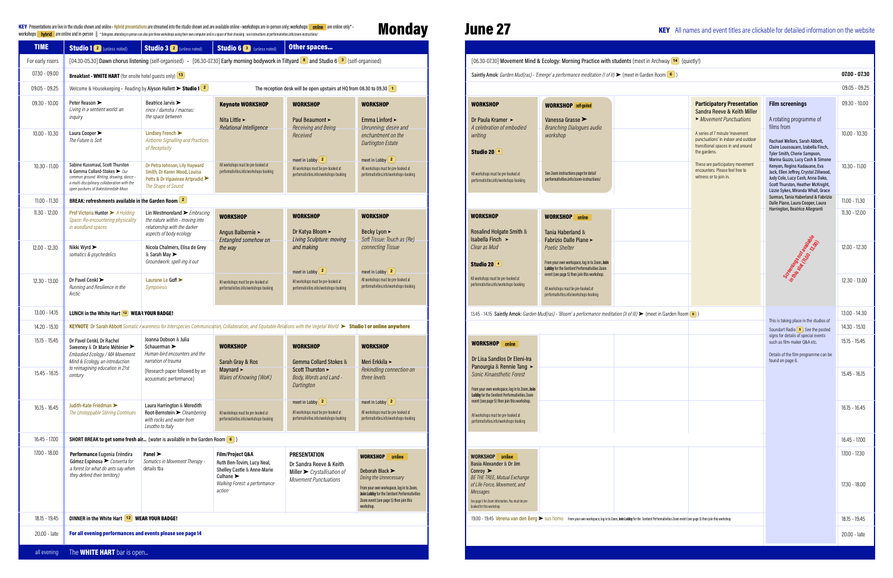**KEY** Presentations are live in the studio shown and online - Hybrid presentations are streamed into the studio shown and are available online - workshops are in-person only; workshops **online** are online only* - workshops **hybrid** are online and in-person || * Delegates attending in person can also join these workshops using their own computer and in a space of their choosing - see instructions at performativities.info/zoom-instructions/

# Monday June 27

**KEY** All names and event titles are clickable for detailed information on the website

| TIME | Studio 1 (2) (unless noted) | Studio 3 (2) (unless noted) | Studio 6 (3) (unless noted) | Other spaces... | | |
|---|---|---|---|---|---|---|
| For early risers | [04.30-05.30] Dawn chorus listening (self-organised) · [06.30-07.30] Early morning bodywork in Tiltyard (8) and Studio 6 (3) (self-organised) | | | | | |
| 07.30 - 09.00 | **Breakfast - WHITE HART** (for onsite hotel guests only) (13) | | | | | |
| 09.05 - 09.25 | Welcome & Housekeeping · Reading by Alyson Hallett ➤ **Studio 1** (2) — The reception desk will be open upstairs at HQ from 08.30 to 09.30 (1) | | | | | |
| 09.30 - 10.00 | Peter Reason ➤ *Living in a sentient world: an inquiry* | Beatrice Jarvis ➤ *rince / damsha / macnas: the space between* | **Keynote WORKSHOP** Nita Little ➤ *Relational Intelligence* — All workshops must be pre-booked at performativities.info/workshops-booking | **WORKSHOP** Paul Beaumont ➤ *Receiving and Being Received* — meet in Lobby (2) — All workshops must be pre-booked at performativities.info/workshops-booking | **WORKSHOP** Emma Linford ➤ *Unrunning: desire and enchantment on the Dartington Estate* — meet in Lobby (2) — All workshops must be pre-booked at performativities.info/workshops-booking | |
| 10.00 - 10.30 | Laura Cooper ➤ *The Future is Soft* | Lindsey French ➤ *Airborne Signalling and Practices of Receptivity* | | | | |
| 10.30 - 11.00 | Sabine Kussmaul, Scott Thurston & Gemma Collard-Stokes ➤ *Our common ground: Writing, drawing, dance - a multi-disciplinary collaboration with the open pastures of Bakestonedale Moor.* | Dr Petra Johnson, Lily Hayward Smith, Dr Karen Wood, Louisa Petts & Dr Vipavinee Artpradid ➤ *The Shape of Sound* | | | | |
| 11.00 - 11.30 | **BREAK: refreshments available in the Garden Room** (2) | | | | | |
| 11.30 - 12.00 | Prof Victoria Hunter ➤ *A Holding Space: Re-encountering physicality in woodland spaces* | Lin Westmoreland ➤ *Embracing the nature within - moving into relationship with the darker aspects of body ecology* | **WORKSHOP** Angus Balbernie ➤ *Entangled somehow on the way* — All workshops must be pre-booked at performativities.info/workshops-booking | **WORKSHOP** Dr Katya Bloom ➤ *Living Sculpture: moving and making* — meet in Lobby (2) — All workshops must be pre-booked at performativities.info/workshops-booking | **WORKSHOP** Becky Lyon ➤ *Soft Tissue: Touch as (Re) connecting Tissue* — meet in Lobby (2) — All workshops must be pre-booked at performativities.info/workshops-booking | |
| 12.00 - 12.30 | Nikki Wyrd ➤ *somatics & psychedelics* | Nicola Chalmers, Elisa de Grey & Sarah May ➤ *Groundwork: spell-ing it out* | | | | |
| 12.30 - 13.00 | Dr Pavel Cenkl ➤ *Running and Resilience in the Arctic* | Lauranne Le Goff ➤ *Sympoiesis* | | | | |
| 13.00 - 14.15 | **LUNCH in the White Hart** (12) **WEAR YOUR BADGE!** | | | | | |
| 14.20 - 15.10 | **KEYNOTE** Dr Sarah Abbott *Somatic Awareness for Interspecies Communication, Collaboration, and Equitable Relations with the Vegetal World* ➤ **Studio 1 or online anywhere** | | | | | |
| 15.15 - 15.45 | Dr Pavel Cenkl, Dr Rachel Sweeney & Dr Marie Météiner ➤ *Embodied Ecology / MA Movement Mind & Ecology, an introduction to reimagining education in 21st century* | Joanna Dobson & Julia Schauerman ➤ *Human-bird encounters and the narration of trauma* | **WORKSHOP** Sarah Gray & Ros Maynard ➤ *Waies of Knowing (WoK)* — All workshops must be pre-booked at performativities.info/workshops-booking | **WORKSHOP** Gemma Collard Stokes & Scott Thurston ➤ *Body, Words and Land - Dartington* — meet in Lobby (2) — All workshops must be pre-booked at performativities.info/workshops-booking | **WORKSHOP** Meri Erkkila ➤ *Rekindling connection on three levels* — meet in Lobby (2) — All workshops must be pre-booked at performativities.info/workshops-booking | |
| 15.45 - 16.15 | | [Research paper followed by an acousmatic performance] | | | | |
| 16.15 - 16.45 | Judith-Kate Friedman ➤ *The Unstoppable Stirring Continues* | Laura Harrington & Meredith Root-Bernstein ➤ *Clambering with rocks and water from Lesotho to Italy* | | | | |
| 16.45 - 17.00 | **SHORT BREAK to get some fresh air...** (water is available in the Garden Room (6)) | | | | | |
| 17.00 - 18.00 | **Performance** Eugenia Eréndira Gómez Espinosa ➤ *Converta for a forest (or what do ants say when they defend their territory)* | **Panel** ➤ *Somatics in Movement Therapy* - details tba | **Film/Project Q&A** Ruth Ben-Tovim, Lucy Neal, Shelley Castle & Anne-Marie Culhane ➤ *Walking Forest: a performance action* | **PRESENTATION** Dr Sandra Reeve & Keith Miller ➤ *Crystallisation of Movement Punctuations* | **WORKSHOP online** Deborah Black ➤ *Doing the Unnecessary* — From your own workspace, log in to Zoom, **Join Lobby** for the Sentient Performativities Zoom event (see page 5) then join this workshop. | |
| 18.15 - 19.45 | **DINNER in the White Hart** (12) **WEAR YOUR BADGE!** | | | | | |
| 20.00 - late | **For all evening performances and events please see page 14** | | | | | |
| all evening | The **WHITE HART** bar is open... | | | | | |

| Other spaces (continued) | | | | | | TIME |
|---|---|---|---|---|---|---|
| [06.30-07.30] Movement Mind & Ecology: Morning Practice with students (meet in Archway (14)) (quietly!) | | | | | | |
| Saintly Amok: *Garden Mud(ras) - 'Emerge' a performance meditation (I of II)* ➤ (meet in Garden Room (6)) | | | | | | 07.00 - 07.30 |
| | | | | | | 09.05 - 09.25 |
| **WORKSHOP** Dr Paula Kramer ➤ *A celebration of embodied writing* — **Studio 20** (4) — All workshops must be pre-booked at performativities.info/workshops-booking | **WORKSHOP self-guided** Vanessa Grasse ➤ *Branching Dialogues audio workshop* — See Zoom instructions page for detail performativities.info/zoom-instructions/ | | **Participatory Presentation** Sandra Reeve & Keith Miller ➤ *Movement Punctuations* — A series of 7 minute 'movement punctuations' in indoor and outdoor transitional spaces in and around the gardens. These are participatory movement encounters. Please feel free to witness or to join in. | **Film screenings** A rotating programme of films from Rachael Mellors, Sarah Abbott, Claire Loussouarn, Izabella Finch, Tyler Smith, Cherie Sampson, Marina Guzzo, Lucy Cash & Simone Kenyon, Regina Kadauane, Eva Jack, Ellen Jeffrey, Crystal Zillwood, Judy Cole, Lucy Cash, Anna Dako, Scott Thurston, Heather McKnight, Lizzie Sykes, Miranda Whall, Grace Surman, Tania Haberland & Fabrizio Dalle Piane, Laura Cooper, Laura Harrington, Beatrice Allegranti | | 09.30 - 10.00 |
| | | | | | | 10.00 - 10.30 |
| | | | | | | 10.30 - 11.00 |
| | | | | | | 11.00 - 11.30 |
| **WORKSHOP** Rosalind Holgate Smith & Isabella Finch ➤ *Clear as Mud* — **Studio 20** (4) — All workshops must be pre-booked at performativities.info/workshops-booking | **WORKSHOP online** Tania Haberland & Fabrizio Dalle Piane ➤ *Poetic Shelter* — From your own workspace, log in to Zoom, **Join Lobby** for the Sentient Performativities Zoom event (see page 5) then join this workshop. All workshops must be pre-booked at performativities.info/workshops-booking | | | Screenings not available in this slot (11.00 - 13.00) | | 11.30 - 12.00 |
| | | | | | | 12.00 - 12.30 |
| | | | | | | 12.30 - 13.00 |
| 13.45 - 14.15 Saintly Amok: *Garden Mud(ras) - 'Bloom' a performance meditation (II of II)* ➤ (meet in Garden Room (6)) | | | | This is taking place in the studios of Soundart Radio (5). See the posted signs for details of special events such as film-maker Q&A etc. Details of the film programme can be found on page 6. | | 13.00 - 14.30 |
| | | | | | | 14.30 - 15.10 |
| **WORKSHOP online** Dr Lisa Sandlos Dr Eleni-Ira Panourgia & Rennie Tang ➤ *Sonic Kinaesthetic Forest* — From your own workspace, log in to Zoom, **Join Lobby** for the Sentient Performativities Zoom event (see page 5) then join this workshop. All workshops must be pre-booked at performativities.info/workshops-booking | | | | | | 15.15 - 15.45 |
| | | | | | | 15.45 - 16.15 |
| | | | | | | 16.15 - 16.45 |
| | | | | | | 16.45 - 17.00 |
| **WORKSHOP online** Basia Alexander & Dr Jim Conroy ➤ *BE THE TREE, Mutual Exchange of Life Force, Movement, and Messages* — See page 5 for Zoom information. You must be pre-booked for this workshop. | | | | | | 17.00 - 17.30 |
| | | | | | | 17.30 - 18.00 |
| 19.00 - 19.45 Verena van den Berg ➤ *sus homo* — From your own workspace, log in to Zoom, **Join Lobby** for the Sentient Performativities Zoom event (see page 5) then join this workshop. | | | | | | 18.15 - 19.45 |
| | | | | | | 20.00 - late |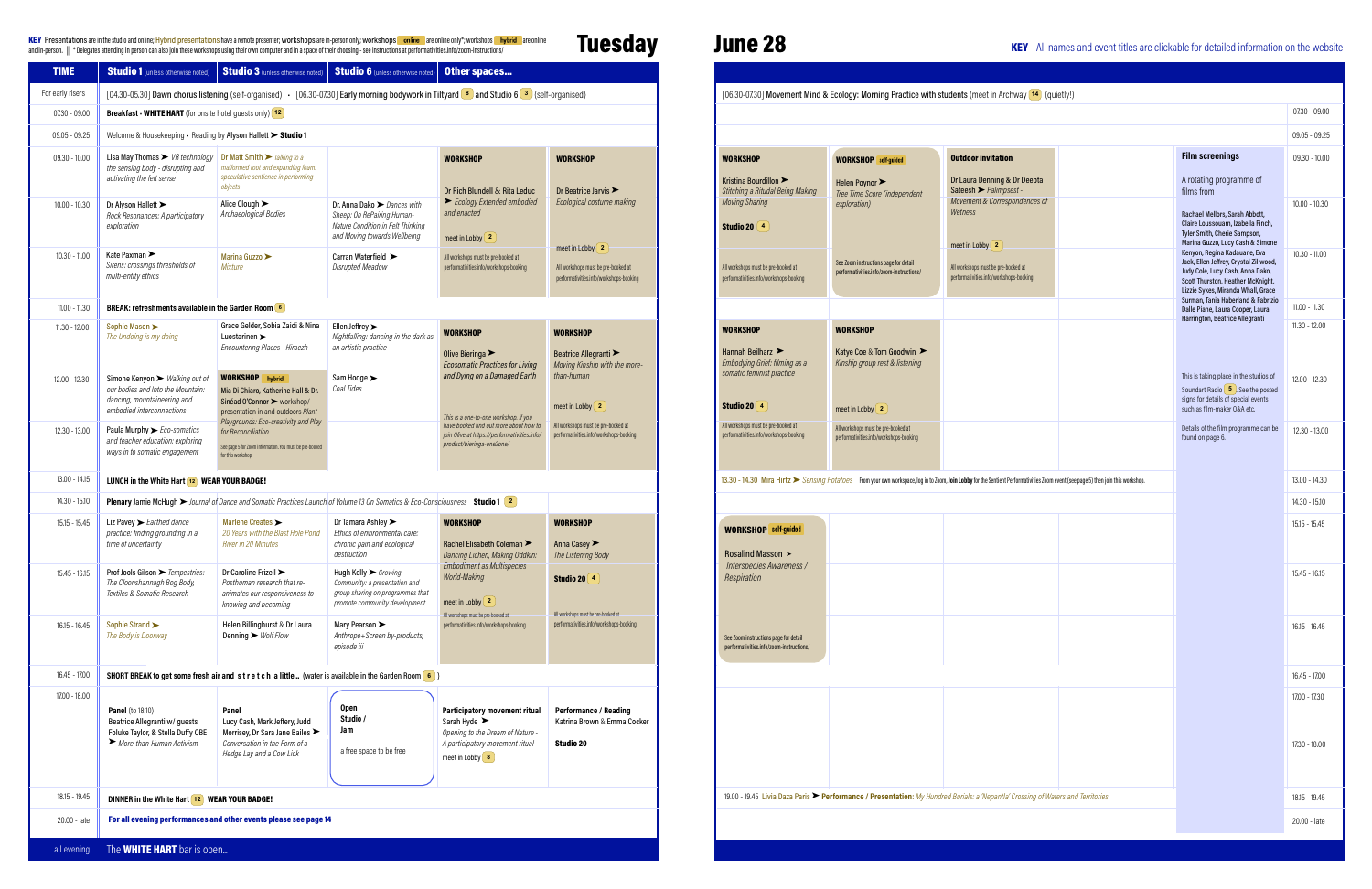# Tuesday June 28

**KEY** Presentations are in the studio and online; Hybrid presentations have a remote presenter; workshops are in-person only; workshops `online` are online only*; workshops `hybrid` are online and in-person. || * Delegates attending in person can also join these workshops using their own computer and in a space of their choosing - see instructions at performativities.info/zoom-instructions/

**KEY** All names and event titles are clickable for detailed information on the website

| TIME | Studio 1 (unless otherwise noted) | Studio 3 (unless otherwise noted) | Studio 6 (unless otherwise noted) | Other spaces... | | | | | | | |
|---|---|---|---|---|---|---|---|---|---|---|---|
| For early risers | [04.30-05.30] Dawn chorus listening (self-organised) • [06.30-07.30] Early morning bodywork in Tiltyard 8 and Studio 6 3 (self-organised) | | | | | [06.30-07.30] Movement Mind & Ecology: Morning Practice with students (meet in Archway 14) (quietly!) | | | | | |
| 07.30 - 09.00 | Breakfast - WHITE HART (for onsite hotel guests only) 12 | | | | | | | | | | 07.30 - 09.00 |
| 09.05 - 09.25 | Welcome & Housekeeping • Reading by Alyson Hallett ➤ Studio 1 | | | | | | | | | | 09.05 - 09.25 |
| 09.30 - 10.00 | Lisa May Thomas ➤ *VR technology the sensing body - disrupting and activating the felt sense* | Dr Matt Smith ➤ *Talking to a malformed moot and expanding foam: speculative reflection in performing objects* | | **WORKSHOP** Dr Rich Blundell & Rita Leduc ➤ *Ecology Extended embodied and enacted* meet in Lobby 2. All workshops must be pre-booked at performativities.info/workshops-booking | **WORKSHOP** Dr Beatrice Jarvis ➤ *Ecological costume making* meet in Lobby 2. All workshops must be pre-booked at performativities.info/workshops-booking | **WORKSHOP** Kristina Bourdillon ➤ *Stitching a Ritual Being Making Moving Sharing* Studio 20 4. All workshops must be pre-booked at performativities.info/workshops-booking | **WORKSHOP** `self-guided` Helen Poynor ➤ *Tree Time Score (independent exploration)* See Zoom instructions page for detail performativities.info/zoom-instructions/ | **Outdoor invitation** Dr Laura Denning & Dr Deepta Sateesh ➤ *Palimpsest - Movement & Correspondences of Wetness* meet in Lobby 2. All workshops must be pre-booked at performativities.info/workshops-booking | | **Film screenings** A rotating programme of films from Rachael Mellors, Sarah Abbott, Claire Loussouarn, Izabella Finch, Tyler Smith, Cherie Sampson, Marina Guzzo, Lucy Cash & Simone Kenyon, Regina Kadauane, Eva Jack, Ellen Jeffrey, Crystal Zillwood, Judy Cole, Lucy Cash, Anna Dako, Scott Thurston, Heather McKnight, Lizzie Sykes, Miranda Whall, Grace Surman, Tania Haberland & Fabrizio Dalle Piane, Laura Cooper, Laura Harrington, Beatrice Allegranti. This is taking place in the studios of Soundart Radio 5. See the posted signs for details of special events such as film-maker Q&A etc. Details of the film programme can be found on page 6. | 09.30 - 10.00 |
| 10.00 - 10.30 | Dr Alyson Hallett ➤ *Rock Resonances: A participatory exploration* | Alice Clough ➤ *Archaeological Bodies* | Dr. Anna Dako ➤ *Dances with Sheep: On RePaving Human-Nature Condition in Felt Thinking and Moving towards Wellbeing* | | | | | | | | 10.00 - 10.30 |
| 10.30 - 11.00 | Kate Paxman ➤ *Sirens: crossings thresholds of multi-entity ethics* | Marina Guzzo ➤ *Mixture* | Carran Waterfield ➤ *Disrupted Meadow* | | | | | | | | 10.30 - 11.00 |
| 11.00 - 11.30 | BREAK: refreshments available in the Garden Room 6 | | | | | | | | | | 11.00 - 11.30 |
| 11.30 - 12.00 | Sophie Mason ➤ *The Undoing is my doing* | Grace Gelder, Sobia Zaidi & Nina Luostarinen ➤ *Encountering Places - Hiraezh* | Ellen Jeffrey ➤ *Nightfalling: dancing in the dark as an artistic practice* | **WORKSHOP** Olive Bieringa ➤ *Ecosomatic Practices for Living and Dying on a Damaged Earth*. This is a one-to-one workshop. If you have booked find out more about how to join Olive at https://performativities.info/product/bieringa-one2one/ | **WORKSHOP** Beatrice Allegranti ➤ *Moving Kinship with the more-than-human* meet in Lobby 2. All workshops must be pre-booked at performativities.info/workshops-booking | **WORKSHOP** Hannah Beilharz ➤ *Embodying Grief: filming as a somatic feminist practice* Studio 20 4. All workshops must be pre-booked at performativities.info/workshops-booking | **WORKSHOP** Katye Coe & Tom Goodwin ➤ *Kinship group rest & listening* meet in Lobby 2. All workshops must be pre-booked at performativities.info/workshops-booking | | | | 11.30 - 12.00 |
| 12.00 - 12.30 | Simone Kenyon ➤ *Walking out of our bodies and into the Mountain: dancing, mountaineering and embodied interconnections* | **WORKSHOP** `hybrid` Mia Di Chiaro, Katherine Hall & Dr. Sinéad O'Connor ➤ workshop/presentation in and outdoors *Plant Playgrounds: Eco-creativity and Play for Reconciliation*. See page 5 for Zoom information. You must be pre-booked for this workshop. | Sam Hodge ➤ *Coal Tides* | | | | | | | | 12.00 - 12.30 |
| 12.30 - 13.00 | Paula Murphy ➤ *Eco-somatics and teacher education: exploring ways in to somatic engagement* | | | | | | | | | | 12.30 - 13.00 |
| 13.00 - 14.15 | LUNCH in the White Hart 12 WEAR YOUR BADGE! | | | | | 13.30 - 14.30 Mira Hirtz ➤ *Sensing Potatoes* From your own workspace, log in to Zoom, Join Lobby for the Sentient Performativities Zoom event (see page 5) then join this workshop. | | | | | 13.00 - 14.30 |
| 14.30 - 15.10 | Plenary Jamie McHugh ➤ *Journal of Dance and Somatic Practices Launch of Volume 13 On Somatics & Eco-Consciousness* Studio 1 2 | | | | | | | | | | 14.30 - 15.10 |
| 15.15 - 15.45 | Liz Pavey ➤ *Earthed dance practice: finding grounding in a time of uncertainty* | Marlene Creates ➤ *20 Years with the Blast Hole Pond River in 20 Minutes* | Dr Tamara Ashley ➤ *Ethics of environmental care: chronic pain and ecological destruction* | **WORKSHOP** Rachel Elisabeth Coleman ➤ *Dancing Lichen, Making Oddkin: Embodiment as Multispecies World-Making* meet in Lobby 2. All workshops must be pre-booked at performativities.info/workshops-booking | **WORKSHOP** Anna Casey ➤ *The Listening Body* Studio 20 4. All workshops must be pre-booked at performativities.info/workshops-booking | **WORKSHOP** `self-guided` Rosalind Masson ➤ *Interspecies Awareness / Respiration* See Zoom instructions page for detail performativities.info/zoom-instructions/ | | | | | 15.15 - 15.45 |
| 15.45 - 16.15 | Prof Jools Gilson ➤ *Tempestries: The Cloonshannagh Bog Body, Textiles & Somatic Research* | Dr Caroline Frizell ➤ *Posthuman research that re-animates our responsiveness to knowing and becoming* | Hugh Kelly ➤ *Growing Community: a presentation and group sharing on programmes that promote community development* | | | | | | | | 15.45 - 16.15 |
| 16.15 - 16.45 | Sophie Strand ➤ *The Body is Doorway* | Helen Billinghurst & Dr Laura Denning ➤ *Wolf Flow* | Mary Pearson ➤ *Anthropo+Screen by-products, episode iii* | | | | | | | | 16.15 - 16.45 |
| 16.45 - 17.00 | SHORT BREAK to get some fresh air and s t r e t c h a little... (water is available in the Garden Room 6) | | | | | | | | | | 16.45 - 17.00 |
| 17.00 - 18.00 | **Panel** (to 18:10) Beatrice Allegranti w/ guests Foluke Taylor, & Stella Duffy OBE ➤ *More-than-Human Activism* | **Panel** Lucy Cash, Mark Jeffery, Judd Morrisey, Dr Sara Jane Bailes ➤ *Conversation in the Form of a Hedge Lay and a Cow Lick* | **Open Studio / Jam** a free space to be free | **Participatory movement ritual** Sarah Hyde ➤ *Opening to the Dream of Nature - A participatory movement ritual* meet in Lobby 8 | **Performance / Reading** Katrina Brown & Emma Cocker Studio 20 | | | | | | 17.00 - 17.30 / 17.30 - 18.00 |
| 18.15 - 19.45 | DINNER in the White Hart 12 WEAR YOUR BADGE! | | | | | 19.00 - 19.45 Livia Daza Paris ➤ **Performance / Presentation:** *My Hundred Burials: a 'Nepantla' Crossing of Waters and Territories* | | | | | 18.15 - 19.45 |
| 20.00 - late | For all evening performances and other events please see page 14 | | | | | | | | | | 20.00 - late |
| all evening | The **WHITE HART** bar is open... | | | | | | | | | | |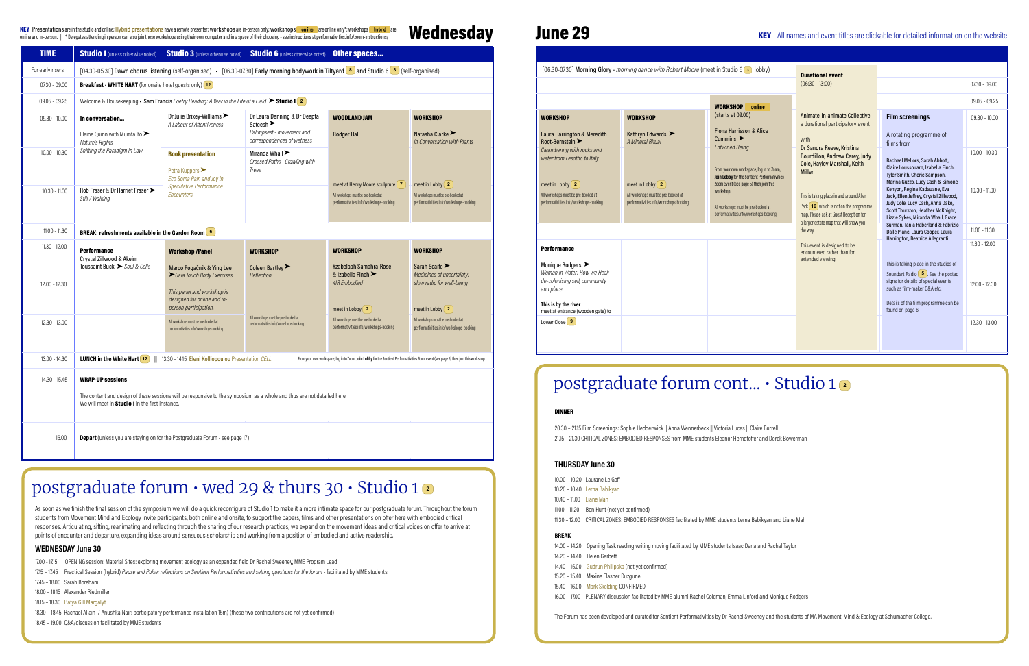**KEY** Presentations are in the studio and online; Hybrid presentations have a remote presenter; workshops are in-person only; workshops **online** are online only*; workshops **hybrid** are online and in-person. || * Delegates attending in person can also join these workshops using their own computer and in a space of their choosing - see instructions at performativities.info/zoom-instructions/

# Wednesday June 29

**KEY** All names and event titles are clickable for detailed information on the website

| TIME | Studio 1 (unless otherwise noted) | Studio 3 (unless otherwise noted) | Studio 6 (unless otherwise noted) | Other spaces... | | | | | |
|---|---|---|---|---|---|---|---|---|---|
| For early risers | [04.30-05.30] Dawn chorus listening (self-organised) • [06.30-07.30] Early morning bodywork in Tiltyard 8 and Studio 6 3 (self-organised) | | | | [06.30-07.30] Morning Glory - *morning dance with Robert Moore* (meet in Studio 6 3 lobby) | | | **Durational event** (06:30 - 13:00) | |
| 07.30 - 09.00 | **Breakfast - WHITE HART** (for onsite hotel guests only) 12 | | | | | | | | |
| 09.05 - 09.25 | Welcome & Housekeeping • Sam Francis *Poetry Reading: A Year in the Life of a Field* ➤ **Studio 1** 2 | | | | | | | | |
| 09.30 - 10.00 | **In conversation...** Elaine Quinn with Mumta Ito ➤ *Nature's Rights - Shifting the Paradigm in Law* | Dr Julie Brixey-Williams ➤ *A Labour of Attentiveness* | Dr Laura Denning & Dr Deepta Sateesh ➤ *Palimpsest - movement and correspondences of wetness* | **WOODLAND JAM** Rodger Hall | **WORKSHOP** Natasha Clarke ➤ *In Conversation with Plants* | **WORKSHOP** Laura Harrington & Meredith Root-Bernstein ➤ *Cleambering with rocks and water from Lesotho to Italy* | **WORKSHOP** Kathryn Edwards ➤ *A Mineral Ritual* | **WORKSHOP** online (starts at 09.00) Fiona Harrisson & Alice Cummins ➤ *Entwined Being* | Animate-in-animate Collective a durational participatory event with Dr Sandra Reeve, Kristina Bourdillon, Andrew Carey, Judy Cole, Hayley Marshall, Keith Miller | **Film screenings** A rotating programme of films from Rachael Mellors, Sarah Abbott, Claire Loussouarn, Izabella Finch, Tyler Smith, Cherie Sampson, Marina Guzzo, Lucy Cash & Simone Kenyon, Regina Kadauane, Eva Jack, Ellen Jeffrey, Crystal Zillwood, Judy Cole, Lucy Cash, Anna Dako, Scott Thurston, Heather McKnight, Lizzie Sykes, Miranda Whall, Grace Surman, Tania Haberland & Fabrizio Dalle Piane, Laura Cooper, Laura Harrington, Beatrice Allegranti |
| 10.00 - 10.30 | | **Book presentation** Petra Kuppers ➤ *Eco Soma Pain and Joy in Speculative Performance Encounters* | Miranda Whall ➤ *Crossed Paths - Crawling with Trees* | | | | | | | |
| 10.30 - 11.00 | Rob Fraser & Dr Harriet Fraser ➤ *Still / Walking* | | | meet at Henry Moore sculpture 7 All workshops must be pre-booked at performativities.info/workshops-booking | meet in Lobby 2 All workshops must be pre-booked at performativities.info/workshops-booking | meet in Lobby 2 All workshops must be pre-booked at performativities.info/workshops-booking | meet in Lobby 2 All workshops must be pre-booked at performativities.info/workshops-booking | From your own workspace, log in to Zoom, **Join Lobby** for the Sentient Performativities Zoom event (see page 5) then join this workshop. All workshops must be pre-booked at performativities.info/workshops-booking | This is taking place in and around Aller Park 16 which is not on the programme map. Please ask at Guest Reception for a larger estate map that will show you the way. This event is designed to be encountered rather than for extended viewing. | This is taking place in the studios of Soundart Radio 5. See the posted signs for details of special events such as film-maker Q&A etc. Details of the film programme can be found on page 6. |
| 11.00 - 11.30 | **BREAK: refreshments available in the Garden Room** 6 | | | | | | | | |
| 11.30 - 12.00 | **Performance** Crystal Zillwood & Akeim Toussaint Buck ➤ *Soul & Cells* | **Workshop /Panel** Marco Pogačnik & Ying Lee ➤ *Gaia Touch Body Exercises* | **WORKSHOP** Coleen Bartley ➤ *Reflection* | **WORKSHOP** Yzabelaah Samahra-Rose & Izabella Finch ➤ *4IR Embodied* | **WORKSHOP** Sarah Scaife ➤ *Medicines of uncertainty: slow radio for well-being* | **Performance** Monique Rodgers ➤ *Woman in Water: How we Heal: de-colonising self, community and place.* **This is by the river** meet at entrance (wooden gate) to Lower Close 9 | | | | |
| 12.00 - 12.30 | | This panel and workshop is designed for online and in-person participation. | | meet in Lobby 2 | meet in Lobby 2 | | | | | |
| 12.30 - 13.00 | | All workshops must be pre-booked at performativities.info/workshops-booking | All workshops must be pre-booked at performativities.info/workshops-booking | All workshops must be pre-booked at performativities.info/workshops-booking | All workshops must be pre-booked at performativities.info/workshops-booking | | | | | |
| 13.00 - 14.30 | **LUNCH in the White Hart** 12 \|\| 13.30 - 14.15 Eleni Kolliopoulou Presentation *CELL* From your own workspace, log in to Zoom, **Join Lobby** for the Sentient Performativities Zoom event (see page 5) then join this workshop. | | | | | | | | |
| 14.30 - 15.45 | **WRAP-UP sessions** The content and design of these sessions will be responsive to the symposium as a whole and thus are not detailed here. We will meet in **Studio 1** in the first instance. | | | | | | | | |
| 16.00 | **Depart** (unless you are staying on for the Postgraduate Forum - see page 17) | | | | | | | | |

## postgraduate forum · wed 29 & thurs 30 · Studio 1 2

As soon as we finish the final session of the symposium we will do a quick reconfigure of Studio 1 to make it a more intimate space for our postgraduate forum. Throughout the forum students from Movement Mind and Ecology invite participants, both online and onsite, to support the papers, films and other presentations on offer here with embodied critical responses. Articulating, sifting, reanimating and reflecting through the sharing of our research practices, we expand on the movement ideas and critical voices on offer to arrive at points of encounter and departure, expanding ideas around sensuous scholarship and working from a position of embodied and active readership.

### WEDNESDAY June 30

17.00 - 17.15 OPENING session: Material Sites: exploring movement ecology as an expanded field Dr Rachel Sweeney, MME Program Lead
17.15 - 17.45 Practical Session (hybrid) *Pause and Pulse: reflections on Sentient Performativities and setting questions for the forum* - facilitated by MME students
17.45 - 18.00 Sarah Boreham
18.00 - 18.15 Alexander Riedmiller
18.15 - 18.30 Batya Gill Margalyt
18.30 - 18.45 Rachael Allain / Anushka Nair: participatory performance installation 15m) (these two contributions are not yet confirmed)
18.45 - 19.00 Q&A/discussion facilitated by MME students

## postgraduate forum cont... · Studio 1 2

### DINNER

20.30 – 21.15 Film Screenings: Sophie Hedderwick || Anna Wennerbeck || Victoria Lucas || Claire Burrell
21.15 – 21.30 CRITICAL ZONES: EMBODIED RESPONSES from MME students Eleanor Herndtoffer and Derek Bowerman

### THURSDAY June 30

10.00 – 10.20 Laurane Le Goff
10.20 – 10.40 Lerna Babikyan
10.40 – 11.00 Liane Mah
11.00 – 11.20 Ben Hunt (not yet confirmed)
11.30 – 12.00 CRITICAL ZONES: EMBODIED RESPONSES facilitated by MME students Lerna Babikyan and Liane Mah

### BREAK

14.00 – 14.20 Opening Task reading writing moving facilitated by MME students Isaac Dana and Rachel Taylor
14.20 – 14.40 Helen Garbett
14.40 – 15.00 Gudrun Philipska (not yet confirmed)
15.20 – 15.40 Maxine Flasher Duzgune
15.40 – 16.00 Mark Skelding CONFIRMED
16.00 – 17.00 PLENARY discussion facilitated by MME alumni Rachel Coleman, Emma Linford and Monique Rodgers

The Forum has been developed and curated for Sentient Performativities by Dr Rachel Sweeney and the students of MA Movement, Mind & Ecology at Schumacher College.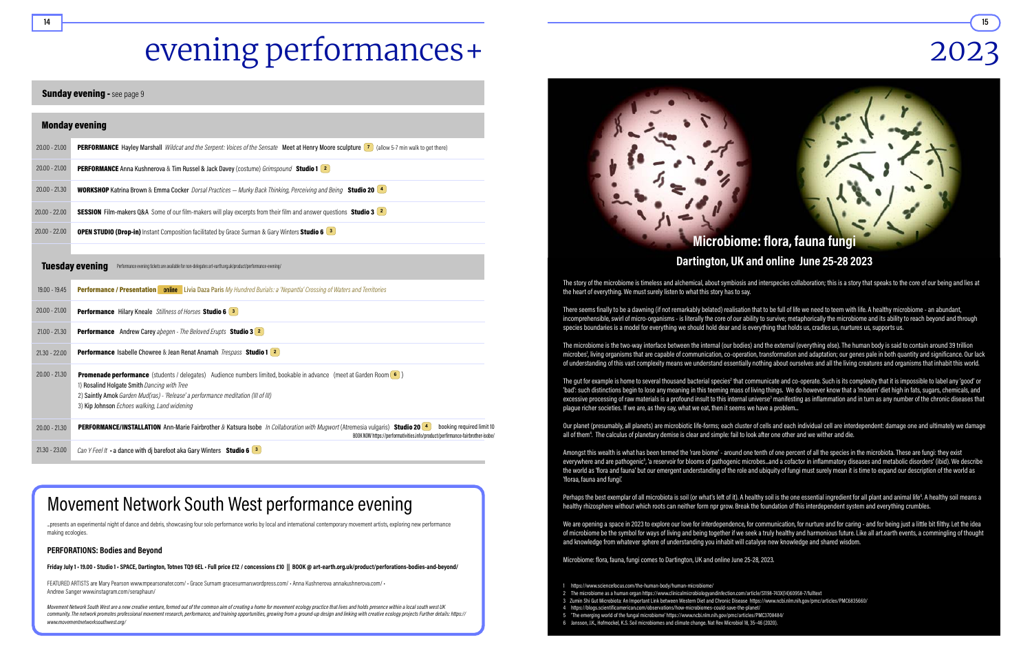# evening performances+ 2023

## Sunday evening - see page 9

## Monday evening

| Time | Event |
|---|---|
| 20.00 - 21.00 | **PERFORMANCE** Hayley Marshall *Wildcat and the Serpent: Voices of the Sensate* Meet at Henry Moore sculpture **7** (allow 5-7 min walk to get there) |
| 20.00 - 21.00 | **PERFORMANCE** Anna Kushnerova & Tim Russel & Jack Davey (costume) *Grimspound* **Studio 1** **2** |
| 20.00 - 21.30 | **WORKSHOP** Katrina Brown & Emma Cocker *Dorsal Practices — Murky Back Thinking, Perceiving and Being* **Studio 20** **4** |
| 20.00 - 22.00 | **SESSION** Film-makers Q&A Some of our film-makers will play excerpts from their film and answer questions **Studio 3** **2** |
| 20.00 - 22.00 | **OPEN STUDIO (Drop-in)** Instant Composition facilitated by Grace Surman & Gary Winters **Studio 6** **3** |

## Tuesday evening

Performance evening tickets are available for non-delegates art-earth.org.uk/product/performance-evening/

| Time | Event |
|---|---|
| 19.00 - 19.45 | **Performance / Presentation** online Livia Daza Paris *My Hundred Burials: a 'Nepantla' Crossing of Waters and Territories* |
| 20.00 - 21.00 | **Performance** Hilary Kneale *Stillness of Horses* **Studio 6** **3** |
| 21.00 - 21.30 | **Performance** Andrew Carey *apegen - The Beloved Erupts* **Studio 3** **2** |
| 21.30 - 22.00 | **Performance** Isabelle Chowree & Jean Renat Anamah *Trespass* **Studio 1** **2** |
| 20.00 - 21.30 | **Promenade performance** (students / delegates) Audience numbers limited, bookable in advance (meet at Garden Room **6**)<br>1) Rosalind Holgate Smith *Dancing with Tree*<br>2) Saintly Amok *Garden Mud(ras) - 'Release' a performance meditation (III of III)*<br>3) Kip Johnson *Echoes walking, Land widening* |
| 20.00 - 21.30 | **PERFORMANCE/INSTALLATION** Ann-Marie Fairbrother & Katsura Isobe *In Collaboration with Mugwort* (Atremesia vulgaris) **Studio 20** **4** booking required limit 10 BOOK NOW https://performativities.info/product/performance-fairbrother-isobe/ |
| 21.30 - 23.00 | *Can Y Feel It* - a dance with dj barefoot aka Gary Winters **Studio 6** **3** |

## Movement Network South West performance evening

...presents an experimental night of dance and debris, showcasing four solo performance works by local and international contemporary movement artists, exploring new performance making ecologies.

### PERFORATIONS: Bodies and Beyond

**Friday July 1 • 19.00 • Studio 1 • SPACE, Dartington, Totnes TQ9 6EL • Full price £12 / concessions £10 || BOOK @ art-earth.org.uk/product/perforations-bodies-and-beyond/**

FEATURED ARTISTS are Mary Pearson www.mpearsonater.com/ • Grace Surnam gracesurman.wordpress.com/ • Anna Kushnerova annakushnerova.com/ • Andrew Sanger www.instagram.com/seraphaun/

*Movement Network South West are a new creative venture, formed out of the common aim of creating a home for movement ecology practice that lives and holds presence within a local south west UK community. The network promotes professional movement research, performance, and training opportunities, growing from a ground-up design and linking with creative ecology projects Further details: https://www.movementnetworksouthwest.org/*

## Microbiome: flora, fauna fungi

### Dartington, UK and online June 25-28 2023

The story of the microbiome is timeless and alchemical, about symbiosis and interspecies collaboration; this is a story that speaks to the core of our being and lies at the heart of everything. We must surely listen to what this story has to say.

There seems finally to be a dawning (if not remarkably belated) realisation that to be full of life we need to teem with life. A healthy microbiome - an abundant, incomprehensible, swirl of micro-organisms - is literally the core of our ability to survive; metaphorically the microbiome and its ability to reach beyond and through species boundaries is a model for everything we should hold dear and is everything that holds us, cradles us, nurtures us, supports us.

The microbiome is the two-way interface between the internal (our bodies) and the external (everything else). The human body is said to contain around 39 trillion microbes[1], living organisms that are capable of communication, co-operation, transformation and adaptation; our genes pale in both quantity and significance. Our lack of understanding of this vast complexity means we understand essentially nothing about ourselves and all the living creatures and organisms that inhabit this world.

The gut for example is home to several thousand bacterial species[2] that communicate and co-operate. Such is its complexity that it is impossible to label any 'good' or 'bad': such distinctions begin to lose any meaning in this teeming mass of living things. We do however know that a 'modern' diet high in fats, sugars, chemicals, and excessive processing of raw materials is a profound insult to this internal universe[3] manifesting as inflammation and in turn as any number of the chronic diseases that plague richer societies. If we are, as they say, what we eat, then it seems we have a problem...

Our planet (presumably, all planets) are microbiotic life-forms; each cluster of cells and each individual cell are interdependent: damage one and ultimately we damage all of them[4]. The calculus of planetary demise is clear and simple: fail to look after one other and we wither and die.

Amongst this wealth is what has been termed the 'rare biome' - around one tenth of one percent of all the species in the microbiota. These are fungi: they exist everywhere and are pathogenic[5], 'a reservoir for blooms of pathogenic microbes...and a cofactor in inflammatory diseases and metabolic disorders' (ibid). We describe the world as 'flora and fauna' but our emergent understanding of the role and ubiquity of fungi must surely mean it is time to expand our description of the world as 'flora, fauna and fungi'.

Perhaps the best exemplar of all microbiota is soil (or what's left of it). A healthy soil is the one essential ingredient for all plant and animal life[6]. A healthy soil means a healthy rhizosphere without which roots can neither form npr grow. Break the foundation of this interdependent system and everything crumbles.

We are opening a space in 2023 to explore our love for interdependence, for communication, for nurture and for caring - and for being just a little bit filthy. Let the idea of microbiome be the symbol for ways of living and being together if we seek a truly healthy and harmonious future. Like all art.earth events, a commingling of thought and knowledge from whatever sphere of understanding you inhabit will catalyse new knowledge and shared wisdom.

Microbiome: flora, fauna, fungi comes to Dartington, UK and online June 25-28, 2023.

1. https://www.sciencefocus.com/the-human-body/human-microbiome/
2. The microbiome as a human organ https://www.clinicalmicrobiologyandinfection.com/article/S1198-743X(14)60958-7/fulltext
3. Zumin Shi Gut Microbiota: An Important Link between Western Diet and Chronic Disease https://www.ncbi.nlm.nih.gov/pmc/articles/PMC6835660/
4. https://blogs.scientificamerican.com/observations/how-microbiomes-could-save-the-planet/
5. 'The emerging world of the fungal microbiome' https://www.ncbi.nlm.nih.gov/pmc/articles/PMC3708484/
6. Jansson, J.K., Hofmockel, K.S. Soil microbiomes and climate change. Nat Rev Microbiol 18, 35–46 (2020).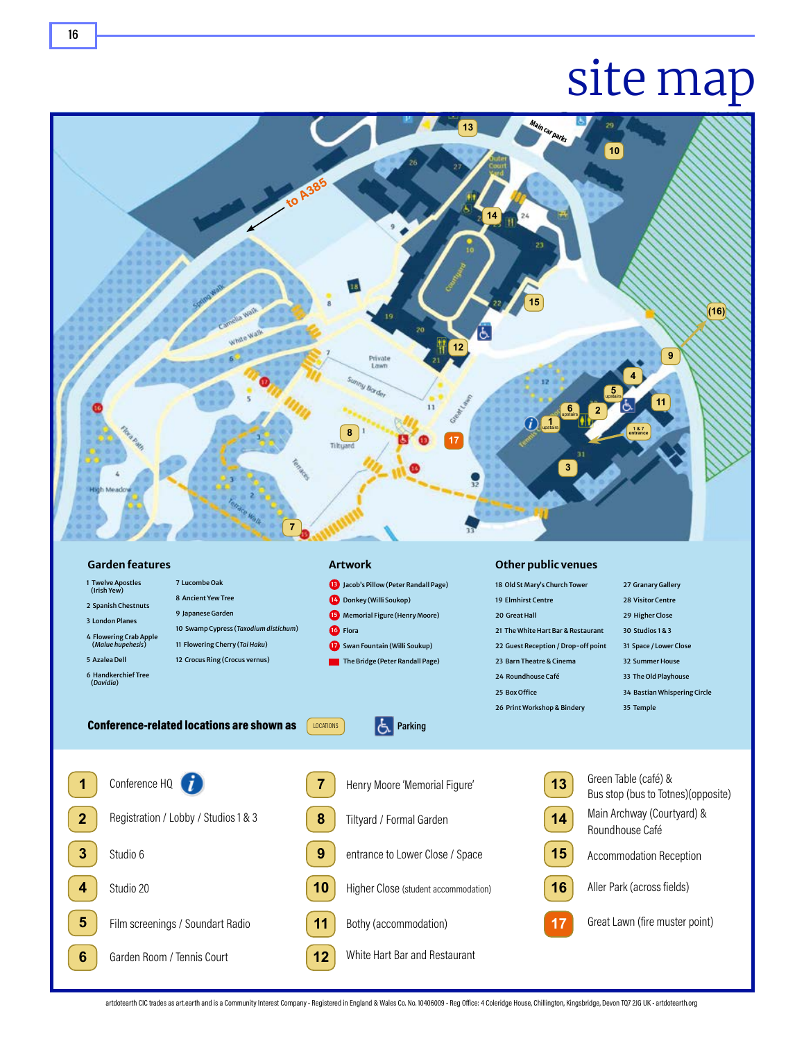# site map

## Garden features

1 Twelve Apostles (Irish Yew)
2 Spanish Chestnuts
3 London Planes
4 Flowering Crab Apple (*Malue hupehesis*)
5 Azalea Dell
6 Handkerchief Tree (*Davidia*)
7 Lucombe Oak
8 Ancient Yew Tree
9 Japanese Garden
10 Swamp Cypress (*Taxodium distichum*)
11 Flowering Cherry (*Tai Haku*)
12 Crocus Ring (*Crocus vernus*)

## Artwork

13 Jacob's Pillow (Peter Randall Page)
14 Donkey (Willi Soukop)
15 Memorial Figure (Henry Moore)
16 Flora
17 Swan Fountain (Willi Soukup)
The Bridge (Peter Randall Page)

## Other public venues

18 Old St Mary's Church Tower
19 Elmhirst Centre
20 Great Hall
21 The White Hart Bar & Restaurant
22 Guest Reception / Drop-off point
23 Barn Theatre & Cinema
24 Roundhouse Café
25 Box Office
26 Print Workshop & Bindery
27 Granary Gallery
28 Visitor Centre
29 Higher Close
30 Studios 1 & 3
31 Space / Lower Close
32 Summer House
33 The Old Playhouse
34 Bastian Whispering Circle
35 Temple

**Conference-related locations are shown as** LOCATIONS    Parking

1. Conference HQ
2. Registration / Lobby / Studios 1 & 3
3. Studio 6
4. Studio 20
5. Film screenings / Soundart Radio
6. Garden Room / Tennis Court
7. Henry Moore 'Memorial Figure'
8. Tiltyard / Formal Garden
9. entrance to Lower Close / Space
10. Higher Close (student accommodation)
11. Bothy (accommodation)
12. White Hart Bar and Restaurant
13. Green Table (café) & Bus stop (bus to Totnes)(opposite)
14. Main Archway (Courtyard) & Roundhouse Café
15. Accommodation Reception
16. Aller Park (across fields)
17. Great Lawn (fire muster point)

artdotearth CIC trades as art.earth and is a Community Interest Company • Registered in England & Wales Co. No. 10406009 • Reg Office: 4 Coleridge House, Chillington, Kingsbridge, Devon TQ7 2JG UK • artdotearth.org